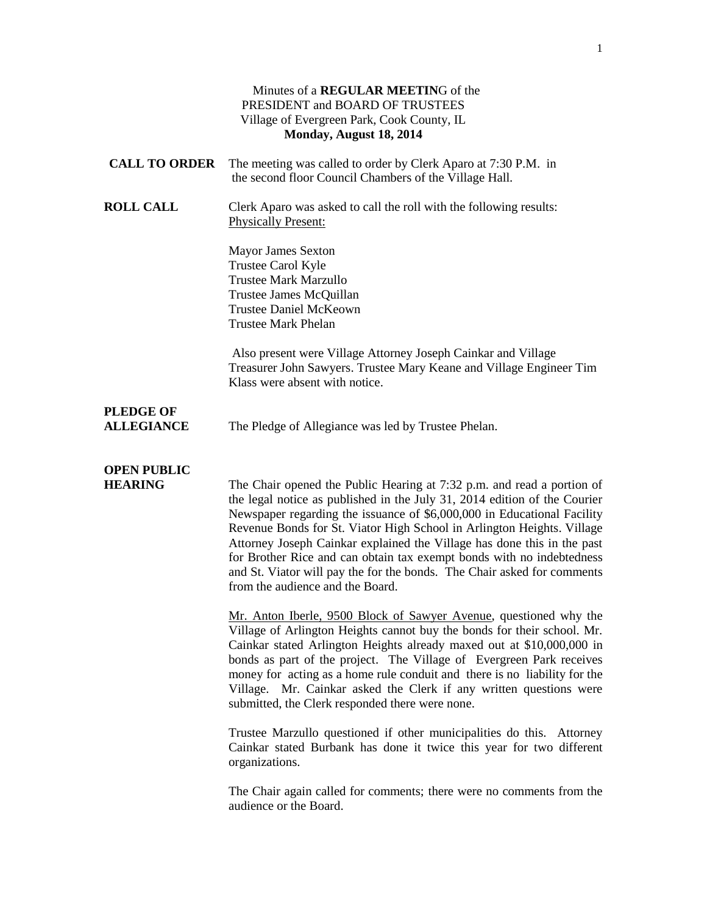Minutes of a **REGULAR MEETING** of the
PRESIDENT and BOARD OF TRUSTEES
Village of Evergreen Park, Cook County, IL
**Monday, August 18, 2014**

**CALL TO ORDER** The meeting was called to order by Clerk Aparo at 7:30 P.M. in the second floor Council Chambers of the Village Hall.

**ROLL CALL** Clerk Aparo was asked to call the roll with the following results:
Physically Present:

Mayor James Sexton
Trustee Carol Kyle
Trustee Mark Marzullo
Trustee James McQuillan
Trustee Daniel McKeown
Trustee Mark Phelan

Also present were Village Attorney Joseph Cainkar and Village Treasurer John Sawyers. Trustee Mary Keane and Village Engineer Tim Klass were absent with notice.

**PLEDGE OF ALLEGIANCE** The Pledge of Allegiance was led by Trustee Phelan.

**OPEN PUBLIC HEARING** The Chair opened the Public Hearing at 7:32 p.m. and read a portion of the legal notice as published in the July 31, 2014 edition of the Courier Newspaper regarding the issuance of $6,000,000 in Educational Facility Revenue Bonds for St. Viator High School in Arlington Heights. Village Attorney Joseph Cainkar explained the Village has done this in the past for Brother Rice and can obtain tax exempt bonds with no indebtedness and St. Viator will pay the for the bonds. The Chair asked for comments from the audience and the Board.

Mr. Anton Iberle, 9500 Block of Sawyer Avenue, questioned why the Village of Arlington Heights cannot buy the bonds for their school. Mr. Cainkar stated Arlington Heights already maxed out at $10,000,000 in bonds as part of the project. The Village of Evergreen Park receives money for acting as a home rule conduit and there is no liability for the Village. Mr. Cainkar asked the Clerk if any written questions were submitted, the Clerk responded there were none.

Trustee Marzullo questioned if other municipalities do this. Attorney Cainkar stated Burbank has done it twice this year for two different organizations.

The Chair again called for comments; there were no comments from the audience or the Board.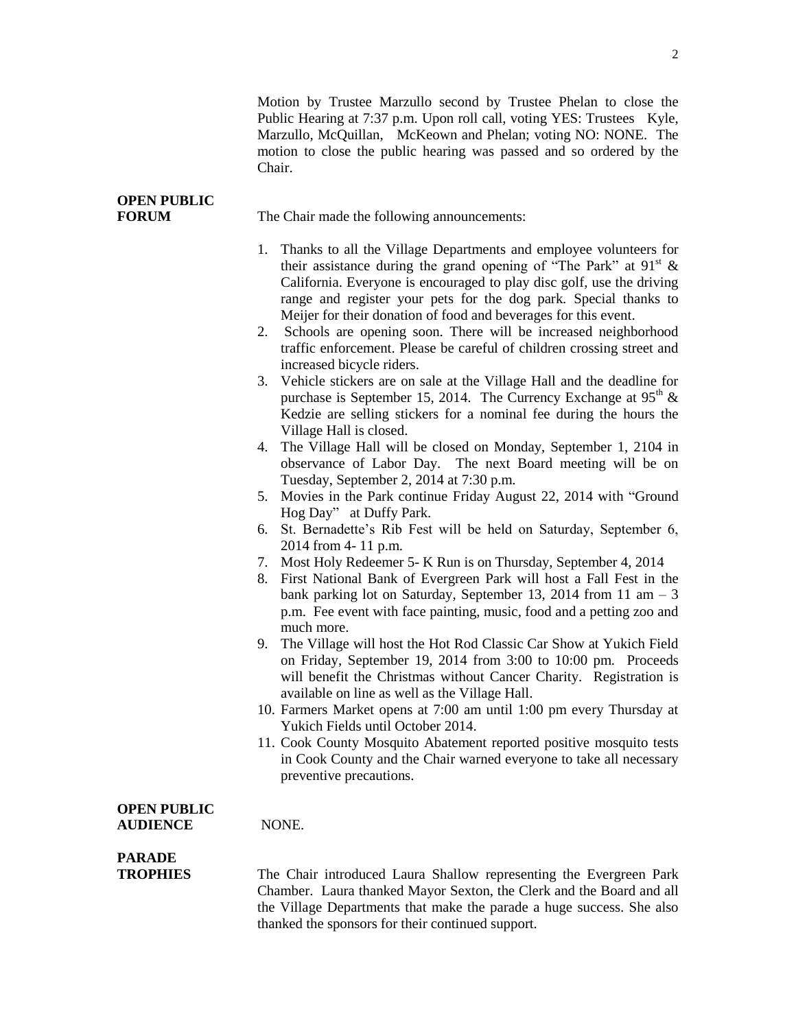Motion by Trustee Marzullo second by Trustee Phelan to close the Public Hearing at 7:37 p.m. Upon roll call, voting YES: Trustees Kyle, Marzullo, McQuillan, McKeown and Phelan; voting NO: NONE. The motion to close the public hearing was passed and so ordered by the Chair.

**OPEN PUBLIC FORUM**

The Chair made the following announcements:

1. Thanks to all the Village Departments and employee volunteers for their assistance during the grand opening of "The Park" at 91st & California. Everyone is encouraged to play disc golf, use the driving range and register your pets for the dog park. Special thanks to Meijer for their donation of food and beverages for this event.
2. Schools are opening soon. There will be increased neighborhood traffic enforcement. Please be careful of children crossing street and increased bicycle riders.
3. Vehicle stickers are on sale at the Village Hall and the deadline for purchase is September 15, 2014. The Currency Exchange at 95th & Kedzie are selling stickers for a nominal fee during the hours the Village Hall is closed.
4. The Village Hall will be closed on Monday, September 1, 2104 in observance of Labor Day. The next Board meeting will be on Tuesday, September 2, 2014 at 7:30 p.m.
5. Movies in the Park continue Friday August 22, 2014 with "Ground Hog Day" at Duffy Park.
6. St. Bernadette's Rib Fest will be held on Saturday, September 6, 2014 from 4- 11 p.m.
7. Most Holy Redeemer 5- K Run is on Thursday, September 4, 2014
8. First National Bank of Evergreen Park will host a Fall Fest in the bank parking lot on Saturday, September 13, 2014 from 11 am – 3 p.m. Fee event with face painting, music, food and a petting zoo and much more.
9. The Village will host the Hot Rod Classic Car Show at Yukich Field on Friday, September 19, 2014 from 3:00 to 10:00 pm. Proceeds will benefit the Christmas without Cancer Charity. Registration is available on line as well as the Village Hall.
10. Farmers Market opens at 7:00 am until 1:00 pm every Thursday at Yukich Fields until October 2014.
11. Cook County Mosquito Abatement reported positive mosquito tests in Cook County and the Chair warned everyone to take all necessary preventive precautions.

**OPEN PUBLIC AUDIENCE**

NONE.

**PARADE TROPHIES**

The Chair introduced Laura Shallow representing the Evergreen Park Chamber. Laura thanked Mayor Sexton, the Clerk and the Board and all the Village Departments that make the parade a huge success. She also thanked the sponsors for their continued support.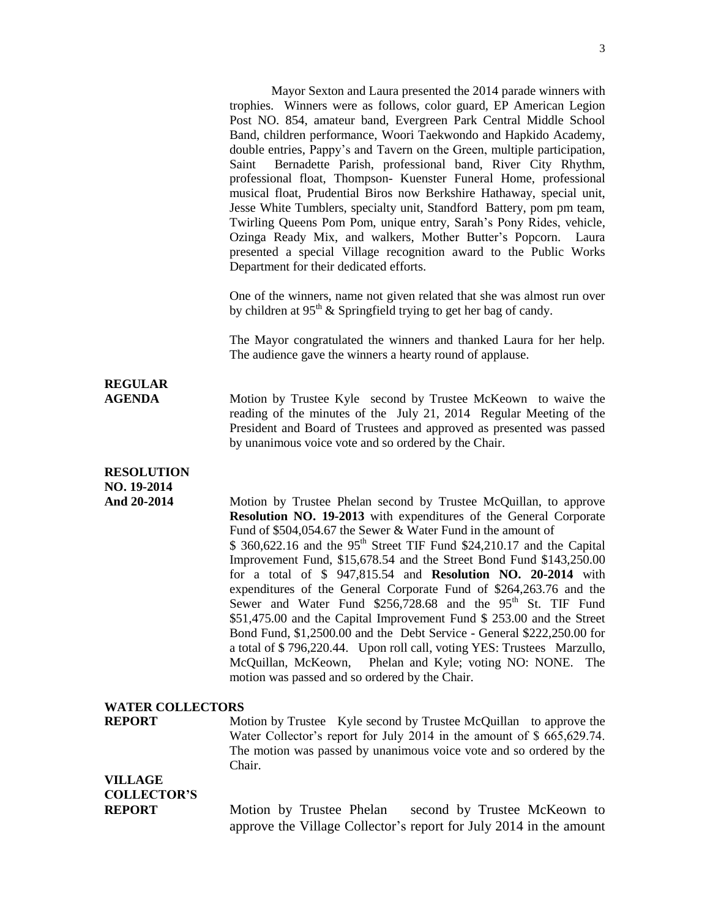Mayor Sexton and Laura presented the 2014 parade winners with trophies. Winners were as follows, color guard, EP American Legion Post NO. 854, amateur band, Evergreen Park Central Middle School Band, children performance, Woori Taekwondo and Hapkido Academy, double entries, Pappy's and Tavern on the Green, multiple participation, Saint Bernadette Parish, professional band, River City Rhythm, professional float, Thompson- Kuenster Funeral Home, professional musical float, Prudential Biros now Berkshire Hathaway, special unit, Jesse White Tumblers, specialty unit, Standford Battery, pom pm team, Twirling Queens Pom Pom, unique entry, Sarah's Pony Rides, vehicle, Ozinga Ready Mix, and walkers, Mother Butter's Popcorn. Laura presented a special Village recognition award to the Public Works Department for their dedicated efforts.

One of the winners, name not given related that she was almost run over by children at 95th & Springfield trying to get her bag of candy.

The Mayor congratulated the winners and thanked Laura for her help. The audience gave the winners a hearty round of applause.

**REGULAR AGENDA**

Motion by Trustee Kyle second by Trustee McKeown to waive the reading of the minutes of the July 21, 2014 Regular Meeting of the President and Board of Trustees and approved as presented was passed by unanimous voice vote and so ordered by the Chair.

**RESOLUTION NO. 19-2014 And 20-2014**

Motion by Trustee Phelan second by Trustee McQuillan, to approve **Resolution NO. 19-2013** with expenditures of the General Corporate Fund of \$504,054.67 the Sewer & Water Fund in the amount of \$ 360,622.16 and the 95th Street TIF Fund \$24,210.17 and the Capital Improvement Fund, \$15,678.54 and the Street Bond Fund \$143,250.00 for a total of \$ 947,815.54 and **Resolution NO. 20-2014** with expenditures of the General Corporate Fund of \$264,263.76 and the Sewer and Water Fund \$256,728.68 and the 95th St. TIF Fund \$51,475.00 and the Capital Improvement Fund \$ 253.00 and the Street Bond Fund, \$1,2500.00 and the Debt Service - General \$222,250.00 for a total of \$ 796,220.44. Upon roll call, voting YES: Trustees Marzullo, McQuillan, McKeown, Phelan and Kyle; voting NO: NONE. The motion was passed and so ordered by the Chair.

**WATER COLLECTORS REPORT**

Motion by Trustee Kyle second by Trustee McQuillan to approve the Water Collector's report for July 2014 in the amount of \$ 665,629.74. The motion was passed by unanimous voice vote and so ordered by the Chair.

**VILLAGE COLLECTOR'S REPORT**

Motion by Trustee Phelan second by Trustee McKeown to approve the Village Collector's report for July 2014 in the amount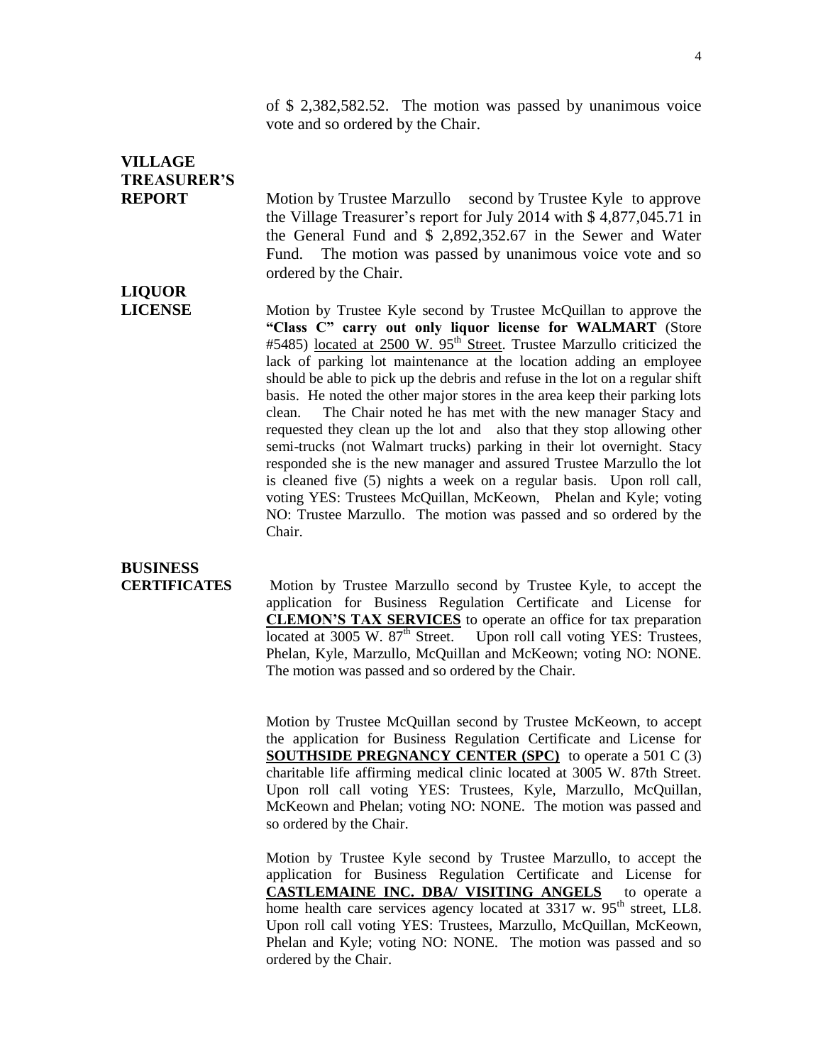of $ 2,382,582.52. The motion was passed by unanimous voice vote and so ordered by the Chair.

**VILLAGE TREASURER'S REPORT**

Motion by Trustee Marzullo second by Trustee Kyle to approve the Village Treasurer's report for July 2014 with $ 4,877,045.71 in the General Fund and $ 2,892,352.67 in the Sewer and Water Fund. The motion was passed by unanimous voice vote and so ordered by the Chair.

**LIQUOR LICENSE**

Motion by Trustee Kyle second by Trustee McQuillan to approve the **"Class C" carry out only liquor license for WALMART** (Store #5485) located at 2500 W. 95th Street. Trustee Marzullo criticized the lack of parking lot maintenance at the location adding an employee should be able to pick up the debris and refuse in the lot on a regular shift basis. He noted the other major stores in the area keep their parking lots clean. The Chair noted he has met with the new manager Stacy and requested they clean up the lot and also that they stop allowing other semi-trucks (not Walmart trucks) parking in their lot overnight. Stacy responded she is the new manager and assured Trustee Marzullo the lot is cleaned five (5) nights a week on a regular basis. Upon roll call, voting YES: Trustees McQuillan, McKeown, Phelan and Kyle; voting NO: Trustee Marzullo. The motion was passed and so ordered by the Chair.

**BUSINESS CERTIFICATES**

Motion by Trustee Marzullo second by Trustee Kyle, to accept the application for Business Regulation Certificate and License for **CLEMON'S TAX SERVICES** to operate an office for tax preparation located at 3005 W. 87th Street. Upon roll call voting YES: Trustees, Phelan, Kyle, Marzullo, McQuillan and McKeown; voting NO: NONE. The motion was passed and so ordered by the Chair.

Motion by Trustee McQuillan second by Trustee McKeown, to accept the application for Business Regulation Certificate and License for **SOUTHSIDE PREGNANCY CENTER (SPC)** to operate a 501 C (3) charitable life affirming medical clinic located at 3005 W. 87th Street. Upon roll call voting YES: Trustees, Kyle, Marzullo, McQuillan, McKeown and Phelan; voting NO: NONE. The motion was passed and so ordered by the Chair.

Motion by Trustee Kyle second by Trustee Marzullo, to accept the application for Business Regulation Certificate and License for **CASTLEMAINE INC. DBA/ VISITING ANGELS** to operate a home health care services agency located at 3317 w. 95th street, LL8. Upon roll call voting YES: Trustees, Marzullo, McQuillan, McKeown, Phelan and Kyle; voting NO: NONE. The motion was passed and so ordered by the Chair.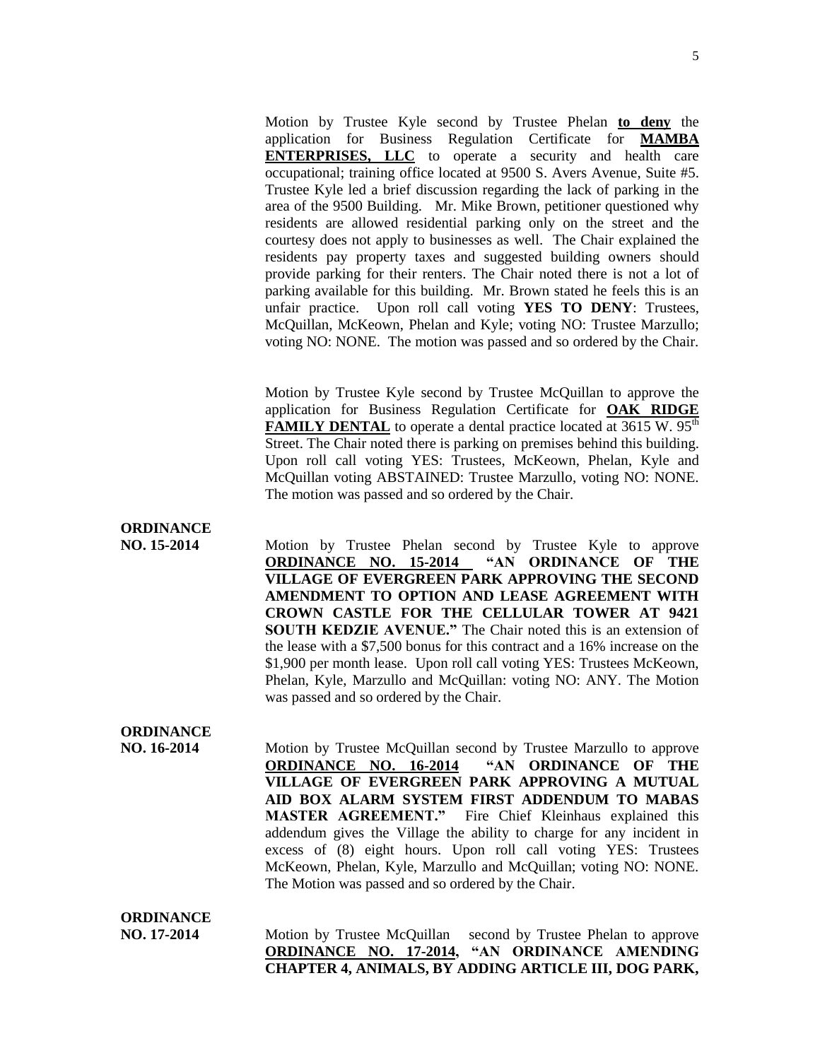Motion by Trustee Kyle second by Trustee Phelan **to deny** the application for Business Regulation Certificate for **MAMBA ENTERPRISES, LLC** to operate a security and health care occupational; training office located at 9500 S. Avers Avenue, Suite #5. Trustee Kyle led a brief discussion regarding the lack of parking in the area of the 9500 Building. Mr. Mike Brown, petitioner questioned why residents are allowed residential parking only on the street and the courtesy does not apply to businesses as well. The Chair explained the residents pay property taxes and suggested building owners should provide parking for their renters. The Chair noted there is not a lot of parking available for this building. Mr. Brown stated he feels this is an unfair practice. Upon roll call voting **YES TO DENY**: Trustees, McQuillan, McKeown, Phelan and Kyle; voting NO: Trustee Marzullo; voting NO: NONE. The motion was passed and so ordered by the Chair.

Motion by Trustee Kyle second by Trustee McQuillan to approve the application for Business Regulation Certificate for **OAK RIDGE FAMILY DENTAL** to operate a dental practice located at 3615 W. 95th Street. The Chair noted there is parking on premises behind this building. Upon roll call voting YES: Trustees, McKeown, Phelan, Kyle and McQuillan voting ABSTAINED: Trustee Marzullo, voting NO: NONE. The motion was passed and so ordered by the Chair.

**ORDINANCE NO. 15-2014**

Motion by Trustee Phelan second by Trustee Kyle to approve **ORDINANCE NO. 15-2014 "AN ORDINANCE OF THE VILLAGE OF EVERGREEN PARK APPROVING THE SECOND AMENDMENT TO OPTION AND LEASE AGREEMENT WITH CROWN CASTLE FOR THE CELLULAR TOWER AT 9421 SOUTH KEDZIE AVENUE."** The Chair noted this is an extension of the lease with a $7,500 bonus for this contract and a 16% increase on the $1,900 per month lease. Upon roll call voting YES: Trustees McKeown, Phelan, Kyle, Marzullo and McQuillan: voting NO: ANY. The Motion was passed and so ordered by the Chair.

**ORDINANCE NO. 16-2014**

Motion by Trustee McQuillan second by Trustee Marzullo to approve **ORDINANCE NO. 16-2014 "AN ORDINANCE OF THE VILLAGE OF EVERGREEN PARK APPROVING A MUTUAL AID BOX ALARM SYSTEM FIRST ADDENDUM TO MABAS MASTER AGREEMENT."** Fire Chief Kleinhaus explained this addendum gives the Village the ability to charge for any incident in excess of (8) eight hours. Upon roll call voting YES: Trustees McKeown, Phelan, Kyle, Marzullo and McQuillan; voting NO: NONE. The Motion was passed and so ordered by the Chair.

**ORDINANCE NO. 17-2014**

Motion by Trustee McQuillan second by Trustee Phelan to approve **ORDINANCE NO. 17-2014, "AN ORDINANCE AMENDING CHAPTER 4, ANIMALS, BY ADDING ARTICLE III, DOG PARK,**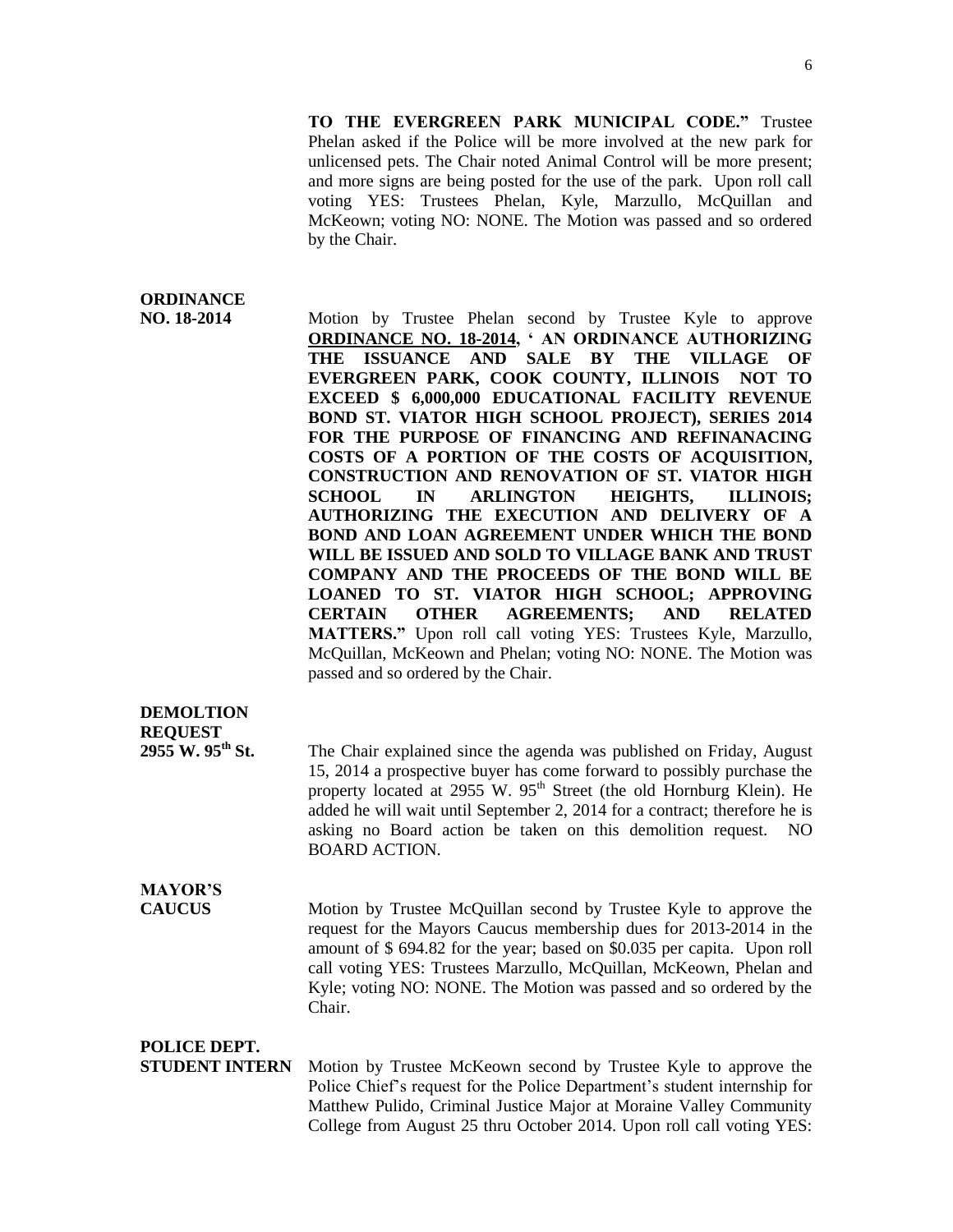**TO THE EVERGREEN PARK MUNICIPAL CODE."** Trustee Phelan asked if the Police will be more involved at the new park for unlicensed pets. The Chair noted Animal Control will be more present; and more signs are being posted for the use of the park. Upon roll call voting YES: Trustees Phelan, Kyle, Marzullo, McQuillan and McKeown; voting NO: NONE. The Motion was passed and so ordered by the Chair.

**ORDINANCE NO. 18-2014**

Motion by Trustee Phelan second by Trustee Kyle to approve **ORDINANCE NO. 18-2014, ' AN ORDINANCE AUTHORIZING THE ISSUANCE AND SALE BY THE VILLAGE OF EVERGREEN PARK, COOK COUNTY, ILLINOIS NOT TO EXCEED $ 6,000,000 EDUCATIONAL FACILITY REVENUE BOND ST. VIATOR HIGH SCHOOL PROJECT), SERIES 2014 FOR THE PURPOSE OF FINANCING AND REFINANACING COSTS OF A PORTION OF THE COSTS OF ACQUISITION, CONSTRUCTION AND RENOVATION OF ST. VIATOR HIGH SCHOOL IN ARLINGTON HEIGHTS, ILLINOIS; AUTHORIZING THE EXECUTION AND DELIVERY OF A BOND AND LOAN AGREEMENT UNDER WHICH THE BOND WILL BE ISSUED AND SOLD TO VILLAGE BANK AND TRUST COMPANY AND THE PROCEEDS OF THE BOND WILL BE LOANED TO ST. VIATOR HIGH SCHOOL; APPROVING CERTAIN OTHER AGREEMENTS; AND RELATED MATTERS."** Upon roll call voting YES: Trustees Kyle, Marzullo, McQuillan, McKeown and Phelan; voting NO: NONE. The Motion was passed and so ordered by the Chair.

**DEMOLTION REQUEST 2955 W. 95th St.**

The Chair explained since the agenda was published on Friday, August 15, 2014 a prospective buyer has come forward to possibly purchase the property located at 2955 W. 95th Street (the old Hornburg Klein). He added he will wait until September 2, 2014 for a contract; therefore he is asking no Board action be taken on this demolition request. NO BOARD ACTION.

**MAYOR'S CAUCUS**

Motion by Trustee McQuillan second by Trustee Kyle to approve the request for the Mayors Caucus membership dues for 2013-2014 in the amount of $ 694.82 for the year; based on $0.035 per capita. Upon roll call voting YES: Trustees Marzullo, McQuillan, McKeown, Phelan and Kyle; voting NO: NONE. The Motion was passed and so ordered by the Chair.

**POLICE DEPT. STUDENT INTERN**

Motion by Trustee McKeown second by Trustee Kyle to approve the Police Chief's request for the Police Department's student internship for Matthew Pulido, Criminal Justice Major at Moraine Valley Community College from August 25 thru October 2014. Upon roll call voting YES: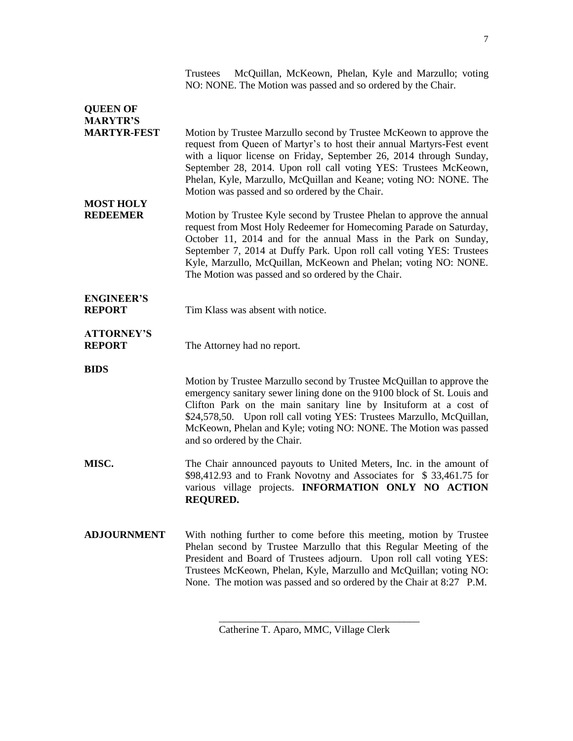Trustees McQuillan, McKeown, Phelan, Kyle and Marzullo; voting NO: NONE. The Motion was passed and so ordered by the Chair.

**QUEEN OF MARYTR'S MARTYR-FEST**

Motion by Trustee Marzullo second by Trustee McKeown to approve the request from Queen of Martyr's to host their annual Martyrs-Fest event with a liquor license on Friday, September 26, 2014 through Sunday, September 28, 2014. Upon roll call voting YES: Trustees McKeown, Phelan, Kyle, Marzullo, McQuillan and Keane; voting NO: NONE. The Motion was passed and so ordered by the Chair.

**MOST HOLY REDEEMER**

Motion by Trustee Kyle second by Trustee Phelan to approve the annual request from Most Holy Redeemer for Homecoming Parade on Saturday, October 11, 2014 and for the annual Mass in the Park on Sunday, September 7, 2014 at Duffy Park. Upon roll call voting YES: Trustees Kyle, Marzullo, McQuillan, McKeown and Phelan; voting NO: NONE. The Motion was passed and so ordered by the Chair.

**ENGINEER'S REPORT**

Tim Klass was absent with notice.

**ATTORNEY'S REPORT**

The Attorney had no report.

**BIDS**

Motion by Trustee Marzullo second by Trustee McQuillan to approve the emergency sanitary sewer lining done on the 9100 block of St. Louis and Clifton Park on the main sanitary line by Insituform at a cost of $24,578,50. Upon roll call voting YES: Trustees Marzullo, McQuillan, McKeown, Phelan and Kyle; voting NO: NONE. The Motion was passed and so ordered by the Chair.

**MISC.**

The Chair announced payouts to United Meters, Inc. in the amount of $98,412.93 and to Frank Novotny and Associates for $ 33,461.75 for various village projects. **INFORMATION ONLY NO ACTION REQURED.**

**ADJOURNMENT**

With nothing further to come before this meeting, motion by Trustee Phelan second by Trustee Marzullo that this Regular Meeting of the President and Board of Trustees adjourn. Upon roll call voting YES: Trustees McKeown, Phelan, Kyle, Marzullo and McQuillan; voting NO: None. The motion was passed and so ordered by the Chair at 8:27 P.M.

\_\_\_\_\_\_\_\_\_\_\_\_\_\_\_\_\_\_\_\_\_\_\_\_\_\_\_\_\_\_\_\_\_\_\_\_\_\_\_\_

Catherine T. Aparo, MMC, Village Clerk